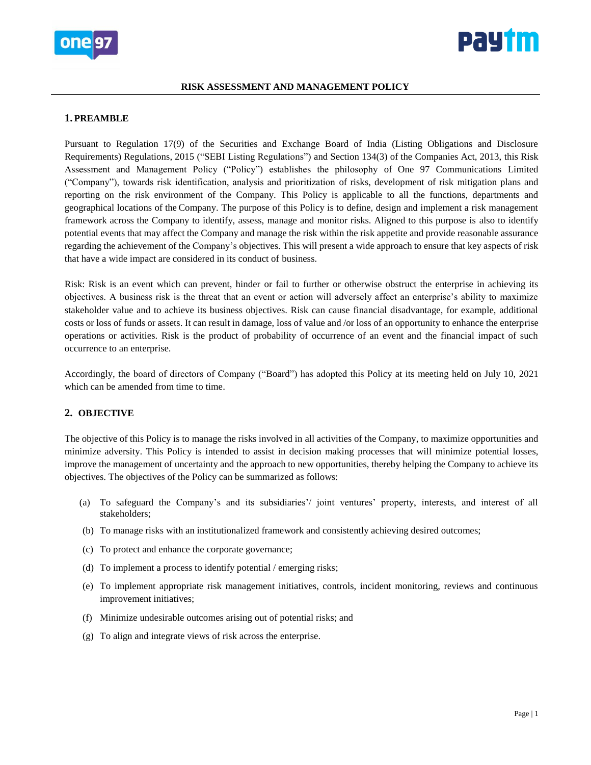# RISK ASSESSMENT AND MANAGEMENT POLICY

## 1. PREAMBLE

Pursuant to Regulation 17(9) of the Securities and Exchange Board of India (Listing Obligations and Disclosure Requirements) Regulations, 2015 ("SEBI Listing Regulations") and Section 134(3) of the Companies Act, 2013, this Risk Assessment and Management Policy ("Policy") establishes the philosophy of One 97 Communications Limited ("Company"), towards risk identification, analysis and prioritization of risks, development of risk mitigation plans and reporting on the risk environment of the Company. This Policy is applicable to all the functions, departments and geographical locations of the Company. The purpose of this Policy is to define, design and implement a risk management framework across the Company to identify, assess, manage and monitor risks. Aligned to this purpose is also to identify potential events that may affect the Company and manage the risk within the risk appetite and provide reasonable assurance regarding the achievement of the Company's objectives. This will present a wide approach to ensure that key aspects of risk that have a wide impact are considered in its conduct of business.

Risk: Risk is an event which can prevent, hinder or fail to further or otherwise obstruct the enterprise in achieving its objectives. A business risk is the threat that an event or action will adversely affect an enterprise's ability to maximize stakeholder value and to achieve its business objectives. Risk can cause financial disadvantage, for example, additional costs or loss of funds or assets. It can result in damage, loss of value and /or loss of an opportunity to enhance the enterprise operations or activities. Risk is the product of probability of occurrence of an event and the financial impact of such occurrence to an enterprise.

Accordingly, the board of directors of Company ("Board") has adopted this Policy at its meeting held on July 10, 2021 which can be amended from time to time.

## 2. OBJECTIVE

The objective of this Policy is to manage the risks involved in all activities of the Company, to maximize opportunities and minimize adversity. This Policy is intended to assist in decision making processes that will minimize potential losses, improve the management of uncertainty and the approach to new opportunities, thereby helping the Company to achieve its objectives. The objectives of the Policy can be summarized as follows:

(a) To safeguard the Company's and its subsidiaries'/ joint ventures' property, interests, and interest of all stakeholders;

(b) To manage risks with an institutionalized framework and consistently achieving desired outcomes;

(c) To protect and enhance the corporate governance;

(d) To implement a process to identify potential / emerging risks;

(e) To implement appropriate risk management initiatives, controls, incident monitoring, reviews and continuous improvement initiatives;

(f) Minimize undesirable outcomes arising out of potential risks; and

(g) To align and integrate views of risk across the enterprise.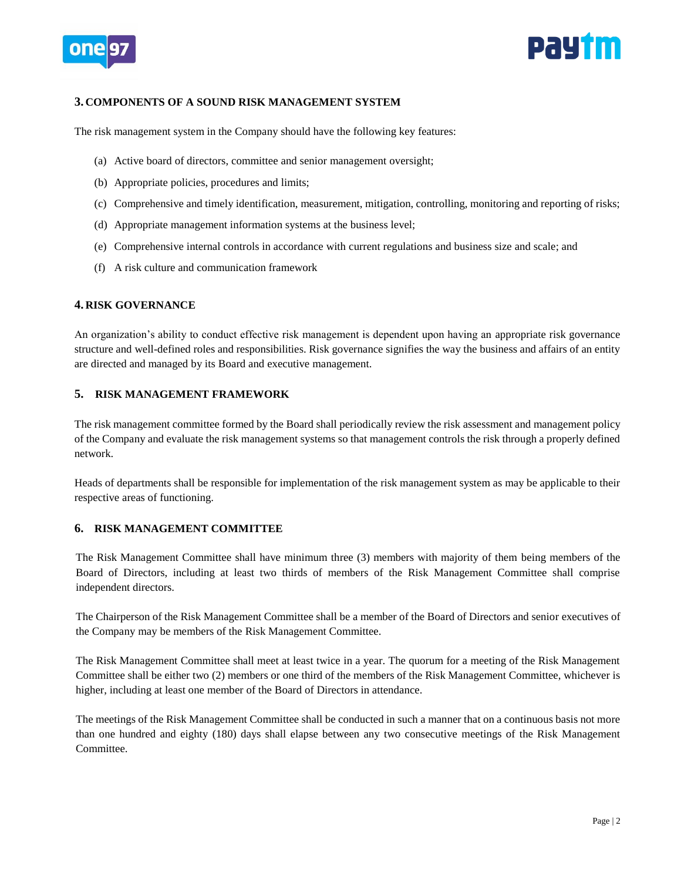## 3. COMPONENTS OF A SOUND RISK MANAGEMENT SYSTEM

The risk management system in the Company should have the following key features:

(a) Active board of directors, committee and senior management oversight;

(b) Appropriate policies, procedures and limits;

(c) Comprehensive and timely identification, measurement, mitigation, controlling, monitoring and reporting of risks;

(d) Appropriate management information systems at the business level;

(e) Comprehensive internal controls in accordance with current regulations and business size and scale; and

(f) A risk culture and communication framework

## 4. RISK GOVERNANCE

An organization's ability to conduct effective risk management is dependent upon having an appropriate risk governance structure and well-defined roles and responsibilities. Risk governance signifies the way the business and affairs of an entity are directed and managed by its Board and executive management.

## 5. RISK MANAGEMENT FRAMEWORK

The risk management committee formed by the Board shall periodically review the risk assessment and management policy of the Company and evaluate the risk management systems so that management controls the risk through a properly defined network.

Heads of departments shall be responsible for implementation of the risk management system as may be applicable to their respective areas of functioning.

## 6. RISK MANAGEMENT COMMITTEE

The Risk Management Committee shall have minimum three (3) members with majority of them being members of the Board of Directors, including at least two thirds of members of the Risk Management Committee shall comprise independent directors.

The Chairperson of the Risk Management Committee shall be a member of the Board of Directors and senior executives of the Company may be members of the Risk Management Committee.

The Risk Management Committee shall meet at least twice in a year. The quorum for a meeting of the Risk Management Committee shall be either two (2) members or one third of the members of the Risk Management Committee, whichever is higher, including at least one member of the Board of Directors in attendance.

The meetings of the Risk Management Committee shall be conducted in such a manner that on a continuous basis not more than one hundred and eighty (180) days shall elapse between any two consecutive meetings of the Risk Management Committee.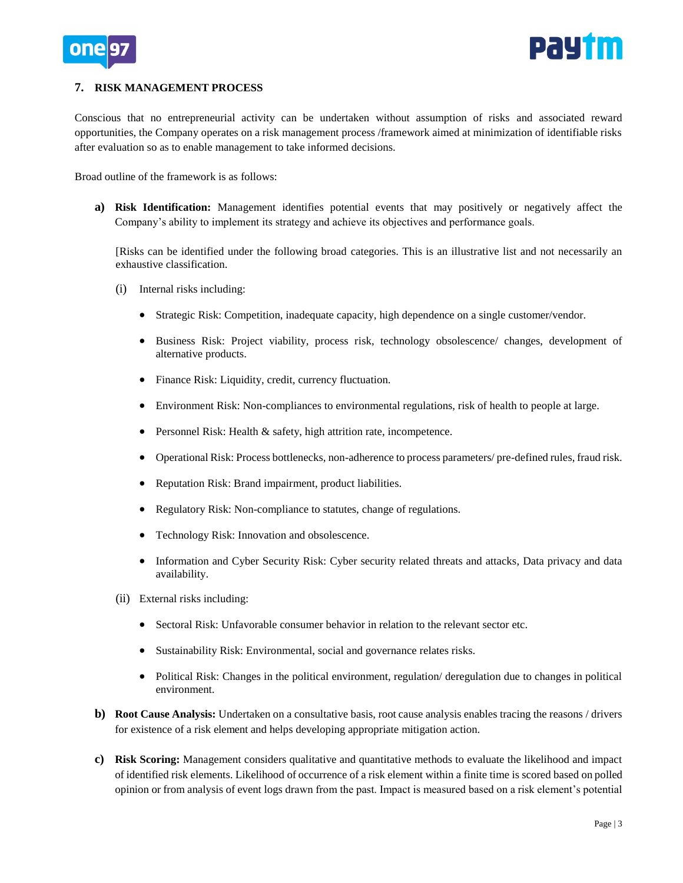## 7. RISK MANAGEMENT PROCESS

Conscious that no entrepreneurial activity can be undertaken without assumption of risks and associated reward opportunities, the Company operates on a risk management process /framework aimed at minimization of identifiable risks after evaluation so as to enable management to take informed decisions.

Broad outline of the framework is as follows:

**a) Risk Identification:** Management identifies potential events that may positively or negatively affect the Company's ability to implement its strategy and achieve its objectives and performance goals.

[Risks can be identified under the following broad categories. This is an illustrative list and not necessarily an exhaustive classification.

(i) Internal risks including:

- Strategic Risk: Competition, inadequate capacity, high dependence on a single customer/vendor.
- Business Risk: Project viability, process risk, technology obsolescence/ changes, development of alternative products.
- Finance Risk: Liquidity, credit, currency fluctuation.
- Environment Risk: Non-compliances to environmental regulations, risk of health to people at large.
- Personnel Risk: Health & safety, high attrition rate, incompetence.
- Operational Risk: Process bottlenecks, non-adherence to process parameters/ pre-defined rules, fraud risk.
- Reputation Risk: Brand impairment, product liabilities.
- Regulatory Risk: Non-compliance to statutes, change of regulations.
- Technology Risk: Innovation and obsolescence.
- Information and Cyber Security Risk: Cyber security related threats and attacks, Data privacy and data availability.

(ii) External risks including:

- Sectoral Risk: Unfavorable consumer behavior in relation to the relevant sector etc.
- Sustainability Risk: Environmental, social and governance relates risks.
- Political Risk: Changes in the political environment, regulation/ deregulation due to changes in political environment.

**b) Root Cause Analysis:** Undertaken on a consultative basis, root cause analysis enables tracing the reasons / drivers for existence of a risk element and helps developing appropriate mitigation action.

**c) Risk Scoring:** Management considers qualitative and quantitative methods to evaluate the likelihood and impact of identified risk elements. Likelihood of occurrence of a risk element within a finite time is scored based on polled opinion or from analysis of event logs drawn from the past. Impact is measured based on a risk element's potential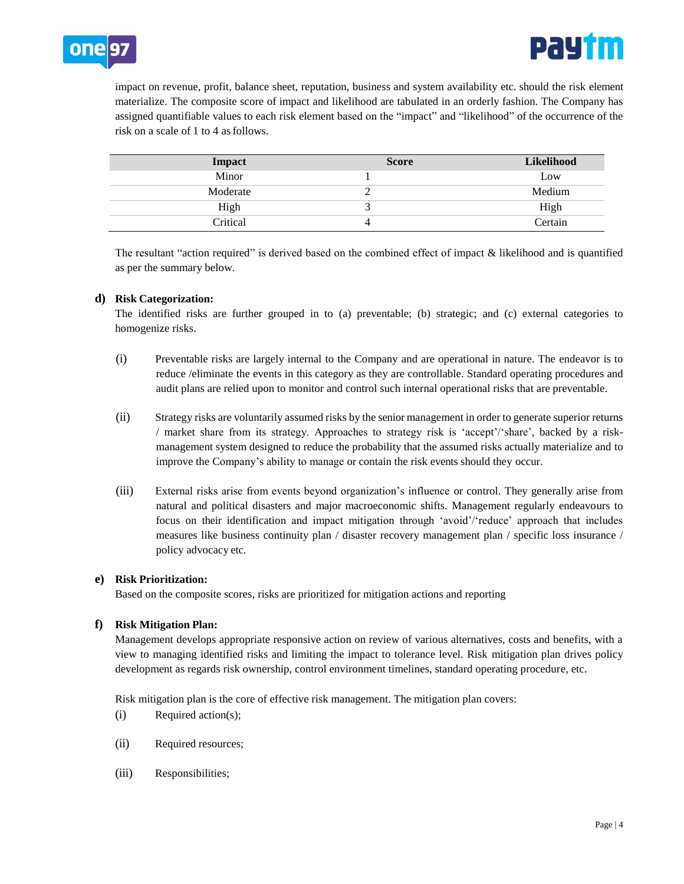impact on revenue, profit, balance sheet, reputation, business and system availability etc. should the risk element materialize. The composite score of impact and likelihood are tabulated in an orderly fashion. The Company has assigned quantifiable values to each risk element based on the "impact" and "likelihood" of the occurrence of the risk on a scale of 1 to 4 as follows.

| Impact | Score | Likelihood |
|---|---|---|
| Minor | 1 | Low |
| Moderate | 2 | Medium |
| High | 3 | High |
| Critical | 4 | Certain |

The resultant "action required" is derived based on the combined effect of impact & likelihood and is quantified as per the summary below.

**d) Risk Categorization:**

The identified risks are further grouped in to (a) preventable; (b) strategic; and (c) external categories to homogenize risks.

(i) Preventable risks are largely internal to the Company and are operational in nature. The endeavor is to reduce /eliminate the events in this category as they are controllable. Standard operating procedures and audit plans are relied upon to monitor and control such internal operational risks that are preventable.

(ii) Strategy risks are voluntarily assumed risks by the senior management in order to generate superior returns / market share from its strategy. Approaches to strategy risk is 'accept'/'share', backed by a risk-management system designed to reduce the probability that the assumed risks actually materialize and to improve the Company's ability to manage or contain the risk events should they occur.

(iii) External risks arise from events beyond organization's influence or control. They generally arise from natural and political disasters and major macroeconomic shifts. Management regularly endeavours to focus on their identification and impact mitigation through 'avoid'/'reduce' approach that includes measures like business continuity plan / disaster recovery management plan / specific loss insurance / policy advocacy etc.

**e) Risk Prioritization:**

Based on the composite scores, risks are prioritized for mitigation actions and reporting

**f) Risk Mitigation Plan:**

Management develops appropriate responsive action on review of various alternatives, costs and benefits, with a view to managing identified risks and limiting the impact to tolerance level. Risk mitigation plan drives policy development as regards risk ownership, control environment timelines, standard operating procedure, etc.

Risk mitigation plan is the core of effective risk management. The mitigation plan covers:

(i) Required action(s);

(ii) Required resources;

(iii) Responsibilities;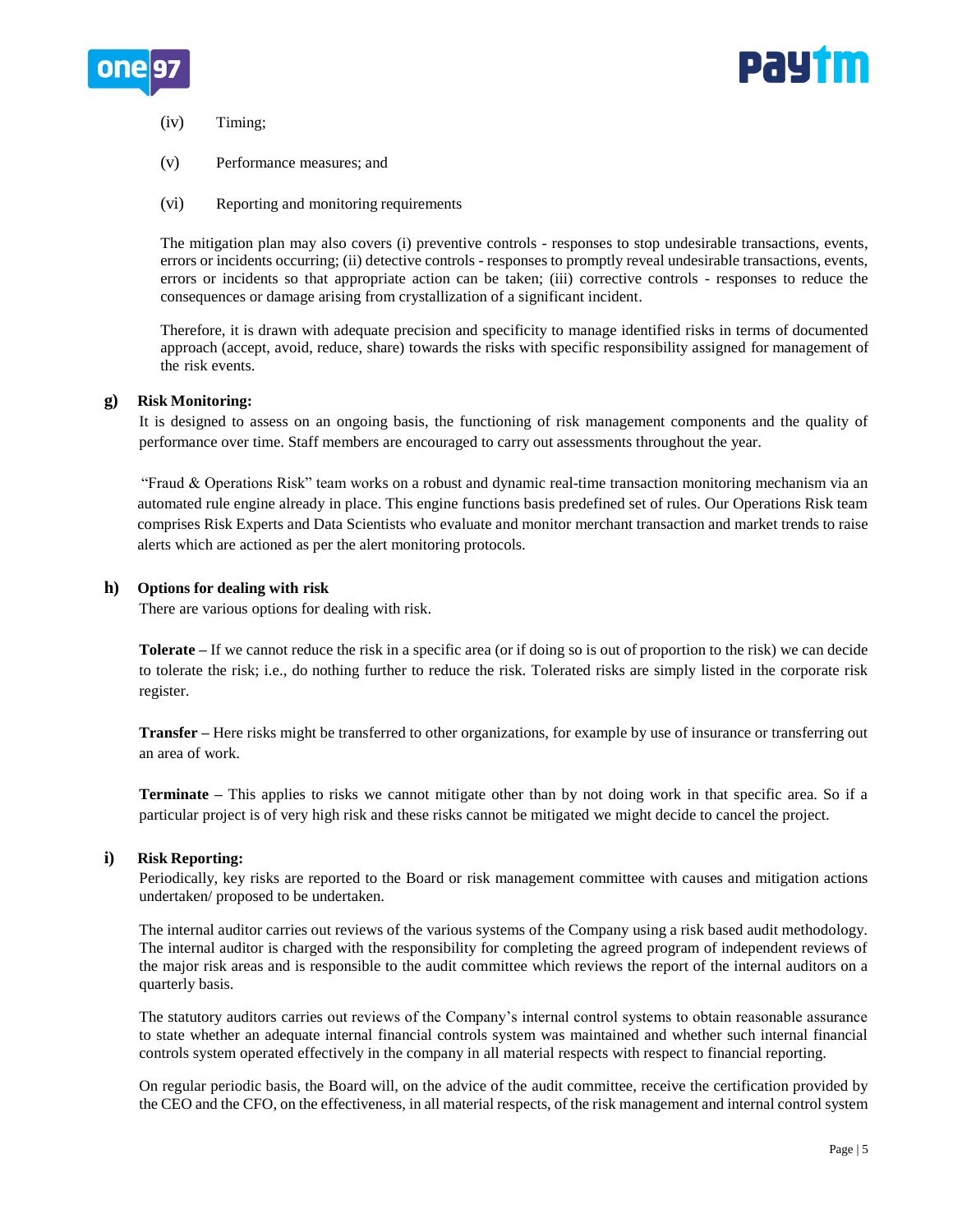(iv) Timing;

(v) Performance measures; and

(vi) Reporting and monitoring requirements

The mitigation plan may also covers (i) preventive controls - responses to stop undesirable transactions, events, errors or incidents occurring; (ii) detective controls - responses to promptly reveal undesirable transactions, events, errors or incidents so that appropriate action can be taken; (iii) corrective controls - responses to reduce the consequences or damage arising from crystallization of a significant incident.

Therefore, it is drawn with adequate precision and specificity to manage identified risks in terms of documented approach (accept, avoid, reduce, share) towards the risks with specific responsibility assigned for management of the risk events.

**g) Risk Monitoring:**

It is designed to assess on an ongoing basis, the functioning of risk management components and the quality of performance over time. Staff members are encouraged to carry out assessments throughout the year.

"Fraud & Operations Risk" team works on a robust and dynamic real-time transaction monitoring mechanism via an automated rule engine already in place. This engine functions basis predefined set of rules. Our Operations Risk team comprises Risk Experts and Data Scientists who evaluate and monitor merchant transaction and market trends to raise alerts which are actioned as per the alert monitoring protocols.

**h) Options for dealing with risk**

There are various options for dealing with risk.

**Tolerate –** If we cannot reduce the risk in a specific area (or if doing so is out of proportion to the risk) we can decide to tolerate the risk; i.e., do nothing further to reduce the risk. Tolerated risks are simply listed in the corporate risk register.

**Transfer –** Here risks might be transferred to other organizations, for example by use of insurance or transferring out an area of work.

**Terminate –** This applies to risks we cannot mitigate other than by not doing work in that specific area. So if a particular project is of very high risk and these risks cannot be mitigated we might decide to cancel the project.

**i) Risk Reporting:**

Periodically, key risks are reported to the Board or risk management committee with causes and mitigation actions undertaken/ proposed to be undertaken.

The internal auditor carries out reviews of the various systems of the Company using a risk based audit methodology. The internal auditor is charged with the responsibility for completing the agreed program of independent reviews of the major risk areas and is responsible to the audit committee which reviews the report of the internal auditors on a quarterly basis.

The statutory auditors carries out reviews of the Company's internal control systems to obtain reasonable assurance to state whether an adequate internal financial controls system was maintained and whether such internal financial controls system operated effectively in the company in all material respects with respect to financial reporting.

On regular periodic basis, the Board will, on the advice of the audit committee, receive the certification provided by the CEO and the CFO, on the effectiveness, in all material respects, of the risk management and internal control system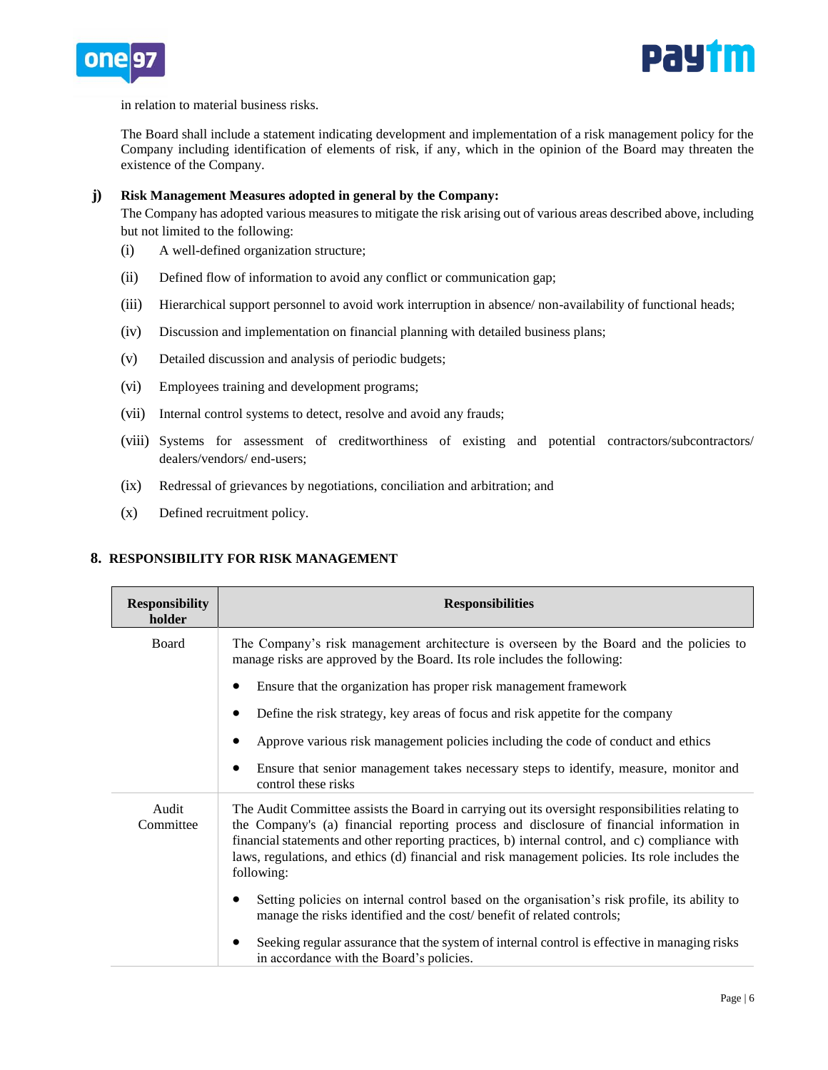in relation to material business risks.

The Board shall include a statement indicating development and implementation of a risk management policy for the Company including identification of elements of risk, if any, which in the opinion of the Board may threaten the existence of the Company.

**j) Risk Management Measures adopted in general by the Company:**

The Company has adopted various measures to mitigate the risk arising out of various areas described above, including but not limited to the following:

(i) A well-defined organization structure;

(ii) Defined flow of information to avoid any conflict or communication gap;

(iii) Hierarchical support personnel to avoid work interruption in absence/ non-availability of functional heads;

(iv) Discussion and implementation on financial planning with detailed business plans;

(v) Detailed discussion and analysis of periodic budgets;

(vi) Employees training and development programs;

(vii) Internal control systems to detect, resolve and avoid any frauds;

(viii) Systems for assessment of creditworthiness of existing and potential contractors/subcontractors/ dealers/vendors/ end-users;

(ix) Redressal of grievances by negotiations, conciliation and arbitration; and

(x) Defined recruitment policy.

## 8. RESPONSIBILITY FOR RISK MANAGEMENT

| Responsibility holder | Responsibilities |
|---|---|
| Board | The Company's risk management architecture is overseen by the Board and the policies to manage risks are approved by the Board. Its role includes the following:<br>• Ensure that the organization has proper risk management framework<br>• Define the risk strategy, key areas of focus and risk appetite for the company<br>• Approve various risk management policies including the code of conduct and ethics<br>• Ensure that senior management takes necessary steps to identify, measure, monitor and control these risks |
| Audit Committee | The Audit Committee assists the Board in carrying out its oversight responsibilities relating to the Company's (a) financial reporting process and disclosure of financial information in financial statements and other reporting practices, b) internal control, and c) compliance with laws, regulations, and ethics (d) financial and risk management policies. Its role includes the following:<br>• Setting policies on internal control based on the organisation's risk profile, its ability to manage the risks identified and the cost/ benefit of related controls;<br>• Seeking regular assurance that the system of internal control is effective in managing risks in accordance with the Board's policies. |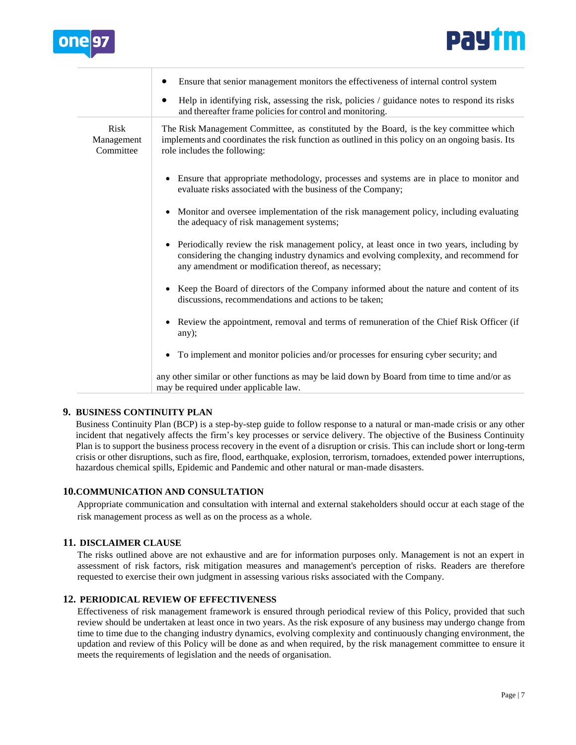| | |
|---|---|
| | • Ensure that senior management monitors the effectiveness of internal control system<br>• Help in identifying risk, assessing the risk, policies / guidance notes to respond its risks and thereafter frame policies for control and monitoring. |
| Risk Management Committee | The Risk Management Committee, as constituted by the Board, is the key committee which implements and coordinates the risk function as outlined in this policy on an ongoing basis. Its role includes the following:<br>• Ensure that appropriate methodology, processes and systems are in place to monitor and evaluate risks associated with the business of the Company;<br>• Monitor and oversee implementation of the risk management policy, including evaluating the adequacy of risk management systems;<br>• Periodically review the risk management policy, at least once in two years, including by considering the changing industry dynamics and evolving complexity, and recommend for any amendment or modification thereof, as necessary;<br>• Keep the Board of directors of the Company informed about the nature and content of its discussions, recommendations and actions to be taken;<br>• Review the appointment, removal and terms of remuneration of the Chief Risk Officer (if any);<br>• To implement and monitor policies and/or processes for ensuring cyber security; and<br>any other similar or other functions as may be laid down by Board from time to time and/or as may be required under applicable law. |

## 9. BUSINESS CONTINUITY PLAN

Business Continuity Plan (BCP) is a step-by-step guide to follow response to a natural or man-made crisis or any other incident that negatively affects the firm's key processes or service delivery. The objective of the Business Continuity Plan is to support the business process recovery in the event of a disruption or crisis. This can include short or long-term crisis or other disruptions, such as fire, flood, earthquake, explosion, terrorism, tornadoes, extended power interruptions, hazardous chemical spills, Epidemic and Pandemic and other natural or man-made disasters.

## 10. COMMUNICATION AND CONSULTATION

Appropriate communication and consultation with internal and external stakeholders should occur at each stage of the risk management process as well as on the process as a whole.

## 11. DISCLAIMER CLAUSE

The risks outlined above are not exhaustive and are for information purposes only. Management is not an expert in assessment of risk factors, risk mitigation measures and management's perception of risks. Readers are therefore requested to exercise their own judgment in assessing various risks associated with the Company.

## 12. PERIODICAL REVIEW OF EFFECTIVENESS

Effectiveness of risk management framework is ensured through periodical review of this Policy, provided that such review should be undertaken at least once in two years. As the risk exposure of any business may undergo change from time to time due to the changing industry dynamics, evolving complexity and continuously changing environment, the updation and review of this Policy will be done as and when required, by the risk management committee to ensure it meets the requirements of legislation and the needs of organisation.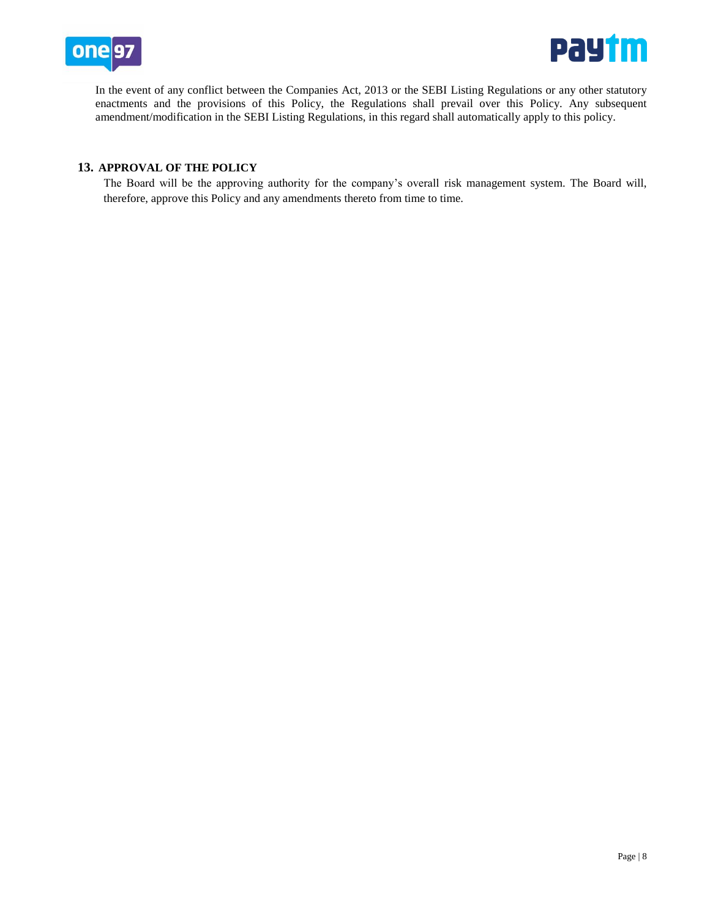In the event of any conflict between the Companies Act, 2013 or the SEBI Listing Regulations or any other statutory enactments and the provisions of this Policy, the Regulations shall prevail over this Policy. Any subsequent amendment/modification in the SEBI Listing Regulations, in this regard shall automatically apply to this policy.

## 13. APPROVAL OF THE POLICY

The Board will be the approving authority for the company's overall risk management system. The Board will, therefore, approve this Policy and any amendments thereto from time to time.